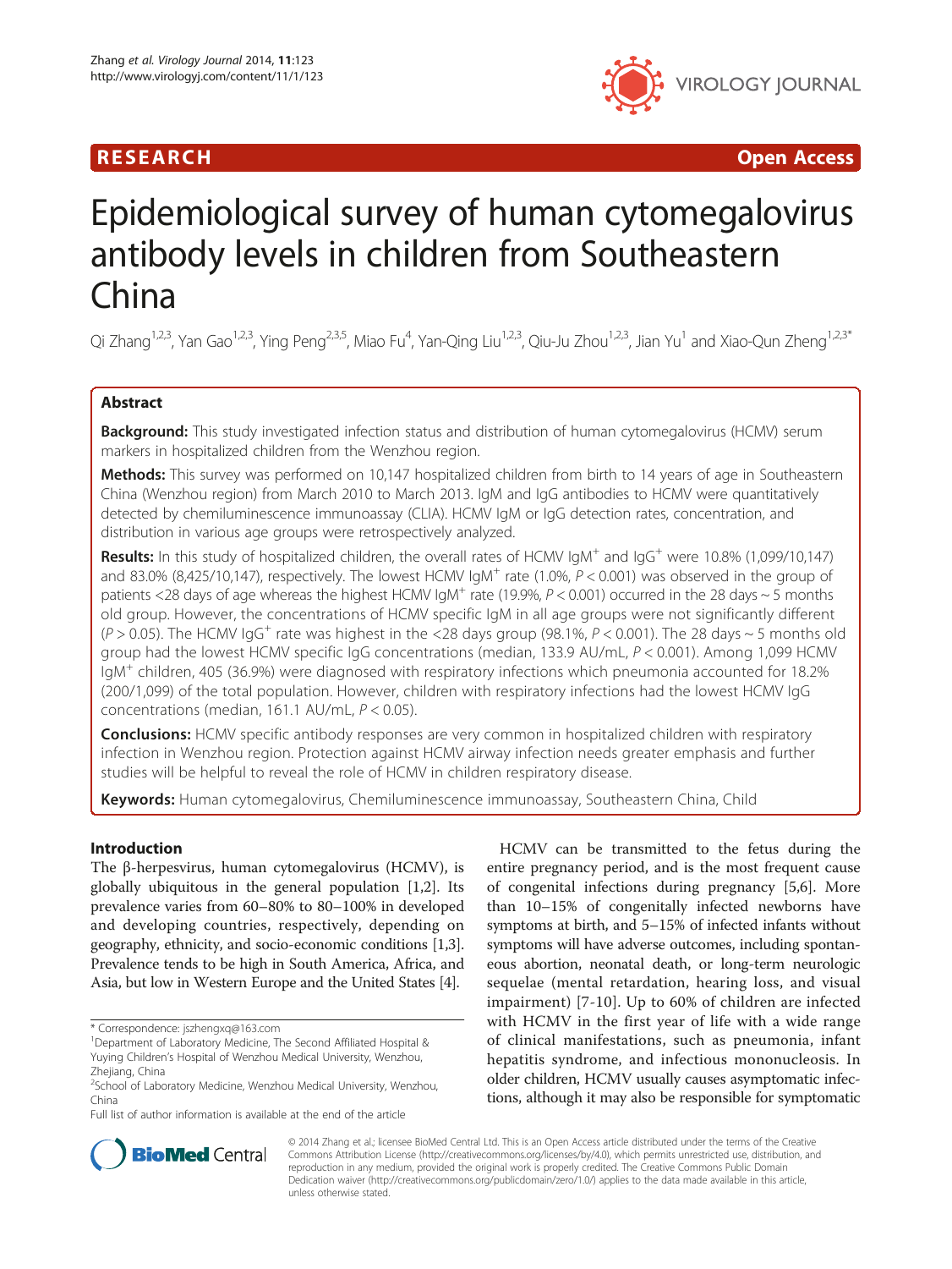RESEARCH Open Access

# Epidemiological survey of human cytomegalovirus antibody levels in children from Southeastern China

Qi Zhang[1,2,3], Yan Gao[1,2,3], Ying Peng[2,3,5], Miao Fu[4], Yan-Qing Liu[1,2,3], Qiu-Ju Zhou[1,2,3], Jian Yu[1] and Xiao-Qun Zheng[1,2,3*]

## Abstract

**Background:** This study investigated infection status and distribution of human cytomegalovirus (HCMV) serum markers in hospitalized children from the Wenzhou region.

**Methods:** This survey was performed on 10,147 hospitalized children from birth to 14 years of age in Southeastern China (Wenzhou region) from March 2010 to March 2013. IgM and IgG antibodies to HCMV were quantitatively detected by chemiluminescence immunoassay (CLIA). HCMV IgM or IgG detection rates, concentration, and distribution in various age groups were retrospectively analyzed.

**Results:** In this study of hospitalized children, the overall rates of HCMV IgM$^+$ and IgG$^+$ were 10.8% (1,099/10,147) and 83.0% (8,425/10,147), respectively. The lowest HCMV IgM$^+$ rate (1.0%, $P < 0.001$) was observed in the group of patients <28 days of age whereas the highest HCMV IgM$^+$ rate (19.9%, $P < 0.001$) occurred in the 28 days ~ 5 months old group. However, the concentrations of HCMV specific IgM in all age groups were not significantly different ($P > 0.05$). The HCMV IgG$^+$ rate was highest in the <28 days group (98.1%, $P < 0.001$). The 28 days ~ 5 months old group had the lowest HCMV specific IgG concentrations (median, 133.9 AU/mL, $P < 0.001$). Among 1,099 HCMV IgM$^+$ children, 405 (36.9%) were diagnosed with respiratory infections which pneumonia accounted for 18.2% (200/1,099) of the total population. However, children with respiratory infections had the lowest HCMV IgG concentrations (median, 161.1 AU/mL, $P < 0.05$).

**Conclusions:** HCMV specific antibody responses are very common in hospitalized children with respiratory infection in Wenzhou region. Protection against HCMV airway infection needs greater emphasis and further studies will be helpful to reveal the role of HCMV in children respiratory disease.

**Keywords:** Human cytomegalovirus, Chemiluminescence immunoassay, Southeastern China, Child

## Introduction

The β-herpesvirus, human cytomegalovirus (HCMV), is globally ubiquitous in the general population [1,2]. Its prevalence varies from 60–80% to 80–100% in developed and developing countries, respectively, depending on geography, ethnicity, and socio-economic conditions [1,3]. Prevalence tends to be high in South America, Africa, and Asia, but low in Western Europe and the United States [4].

HCMV can be transmitted to the fetus during the entire pregnancy period, and is the most frequent cause of congenital infections during pregnancy [5,6]. More than 10–15% of congenitally infected newborns have symptoms at birth, and 5–15% of infected infants without symptoms will have adverse outcomes, including spontaneous abortion, neonatal death, or long-term neurologic sequelae (mental retardation, hearing loss, and visual impairment) [7-10]. Up to 60% of children are infected with HCMV in the first year of life with a wide range of clinical manifestations, such as pneumonia, infant hepatitis syndrome, and infectious mononucleosis. In older children, HCMV usually causes asymptomatic infections, although it may also be responsible for symptomatic

\* Correspondence: jszhengxq@163.com
[1]Department of Laboratory Medicine, The Second Affiliated Hospital & Yuying Children's Hospital of Wenzhou Medical University, Wenzhou, Zhejiang, China
[2]School of Laboratory Medicine, Wenzhou Medical University, Wenzhou, China
Full list of author information is available at the end of the article

© 2014 Zhang et al.; licensee BioMed Central Ltd. This is an Open Access article distributed under the terms of the Creative Commons Attribution License (http://creativecommons.org/licenses/by/4.0), which permits unrestricted use, distribution, and reproduction in any medium, provided the original work is properly credited. The Creative Commons Public Domain Dedication waiver (http://creativecommons.org/publicdomain/zero/1.0/) applies to the data made available in this article, unless otherwise stated.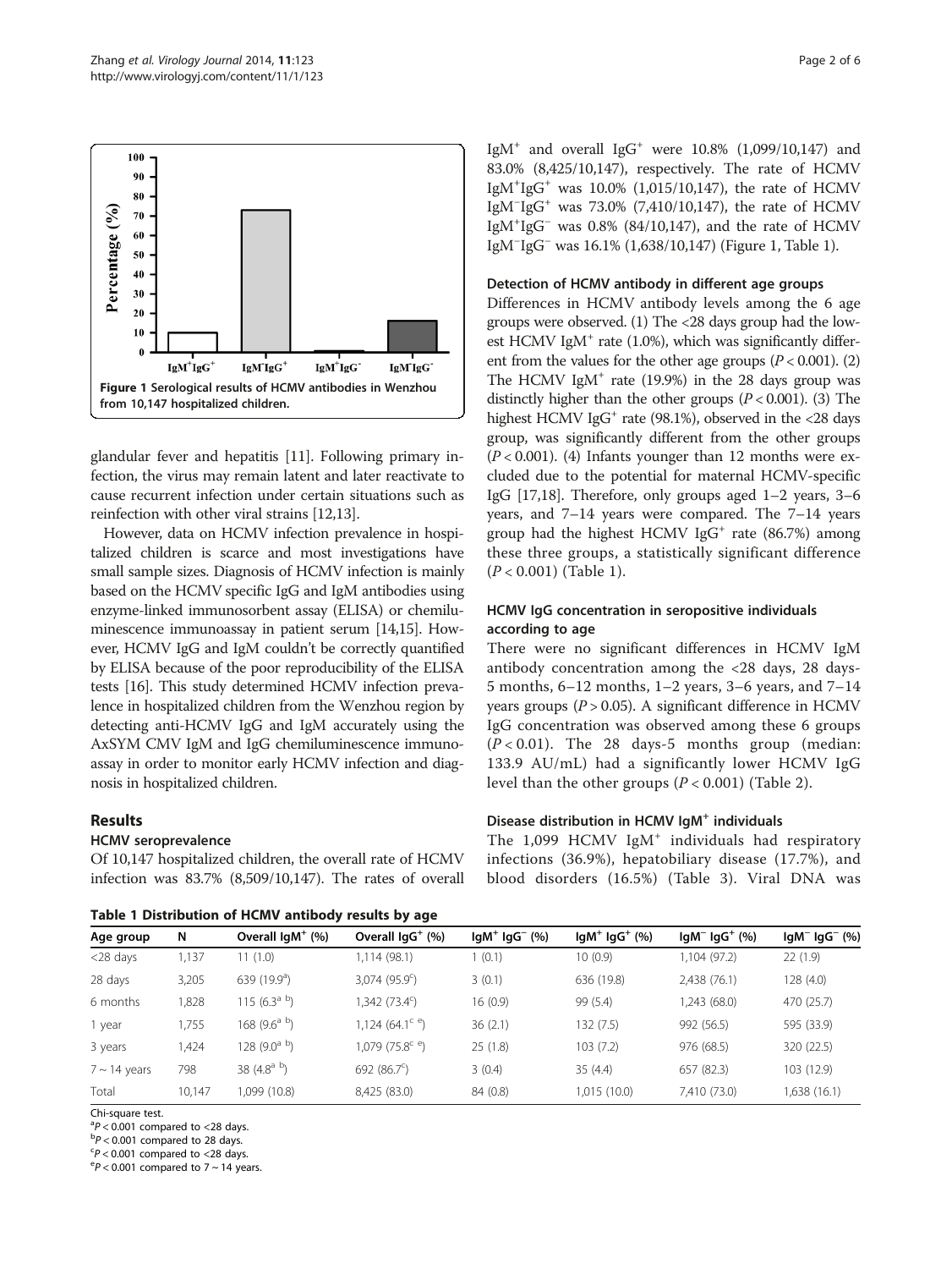Figure 1 Serological results of HCMV antibodies in Wenzhou from 10,147 hospitalized children.

glandular fever and hepatitis [11]. Following primary infection, the virus may remain latent and later reactivate to cause recurrent infection under certain situations such as reinfection with other viral strains [12,13].

However, data on HCMV infection prevalence in hospitalized children is scarce and most investigations have small sample sizes. Diagnosis of HCMV infection is mainly based on the HCMV specific IgG and IgM antibodies using enzyme-linked immunosorbent assay (ELISA) or chemiluminescence immunoassay in patient serum [14,15]. However, HCMV IgG and IgM couldn't be correctly quantified by ELISA because of the poor reproducibility of the ELISA tests [16]. This study determined HCMV infection prevalence in hospitalized children from the Wenzhou region by detecting anti-HCMV IgG and IgM accurately using the AxSYM CMV IgM and IgG chemiluminescence immunoassay in order to monitor early HCMV infection and diagnosis in hospitalized children.

## Results

### HCMV seroprevalence

Of 10,147 hospitalized children, the overall rate of HCMV infection was 83.7% (8,509/10,147). The rates of overall $IgM^+$ and overall $IgG^+$ were 10.8% (1,099/10,147) and 83.0% (8,425/10,147), respectively. The rate of HCMV $IgM^+IgG^+$ was 10.0% (1,015/10,147), the rate of HCMV $IgM^-IgG^+$ was 73.0% (7,410/10,147), the rate of HCMV $IgM^+IgG^-$ was 0.8% (84/10,147), and the rate of HCMV $IgM^-IgG^-$ was 16.1% (1,638/10,147) (Figure 1, Table 1).

### Detection of HCMV antibody in different age groups

Differences in HCMV antibody levels among the 6 age groups were observed. (1) The <28 days group had the lowest HCMV $IgM^+$ rate (1.0%), which was significantly different from the values for the other age groups ($P < 0.001$). (2) The HCMV $IgM^+$ rate (19.9%) in the 28 days group was distinctly higher than the other groups ($P < 0.001$). (3) The highest HCMV $IgG^+$ rate (98.1%), observed in the <28 days group, was significantly different from the other groups ($P < 0.001$). (4) Infants younger than 12 months were excluded due to the potential for maternal HCMV-specific IgG [17,18]. Therefore, only groups aged 1–2 years, 3–6 years, and 7–14 years were compared. The 7–14 years group had the highest HCMV $IgG^+$ rate (86.7%) among these three groups, a statistically significant difference ($P < 0.001$) (Table 1).

### HCMV IgG concentration in seropositive individuals according to age

There were no significant differences in HCMV IgM antibody concentration among the <28 days, 28 days-5 months, 6–12 months, 1–2 years, 3–6 years, and 7–14 years groups ($P > 0.05$). A significant difference in HCMV IgG concentration was observed among these 6 groups ($P < 0.01$). The 28 days-5 months group (median: 133.9 AU/mL) had a significantly lower HCMV IgG level than the other groups ($P < 0.001$) (Table 2).

### Disease distribution in HCMV $IgM^+$ individuals

The 1,099 HCMV $IgM^+$ individuals had respiratory infections (36.9%), hepatobiliary disease (17.7%), and blood disorders (16.5%) (Table 3). Viral DNA was

**Table 1 Distribution of HCMV antibody results by age**

| Age group | N | Overall $IgM^+$ (%) | Overall $IgG^+$ (%) | $IgM^+$ $IgG^-$ (%) | $IgM^+$ $IgG^+$ (%) | $IgM^-$ $IgG^+$ (%) | $IgM^-$ $IgG^-$ (%) |
|---|---|---|---|---|---|---|---|
| <28 days | 1,137 | 11 (1.0) | 1,114 (98.1) | 1 (0.1) | 10 (0.9) | 1,104 (97.2) | 22 (1.9) |
| 28 days | 3,205 | 639 (19.9[a]) | 3,074 (95.9[c]) | 3 (0.1) | 636 (19.8) | 2,438 (76.1) | 128 (4.0) |
| 6 months | 1,828 | 115 (6.3[a b]) | 1,342 (73.4[c]) | 16 (0.9) | 99 (5.4) | 1,243 (68.0) | 470 (25.7) |
| 1 year | 1,755 | 168 (9.6[a b]) | 1,124 (64.1[c e]) | 36 (2.1) | 132 (7.5) | 992 (56.5) | 595 (33.9) |
| 3 years | 1,424 | 128 (9.0[a b]) | 1,079 (75.8[c e]) | 25 (1.8) | 103 (7.2) | 976 (68.5) | 320 (22.5) |
| 7 ~ 14 years | 798 | 38 (4.8[a b]) | 692 (86.7[c]) | 3 (0.4) | 35 (4.4) | 657 (82.3) | 103 (12.9) |
| Total | 10,147 | 1,099 (10.8) | 8,425 (83.0) | 84 (0.8) | 1,015 (10.0) | 7,410 (73.0) | 1,638 (16.1) |

Chi-square test.
[a] $P < 0.001$ compared to <28 days.
[b] $P < 0.001$ compared to 28 days.
[c] $P < 0.001$ compared to <28 days.
[e] $P < 0.001$ compared to 7 ~ 14 years.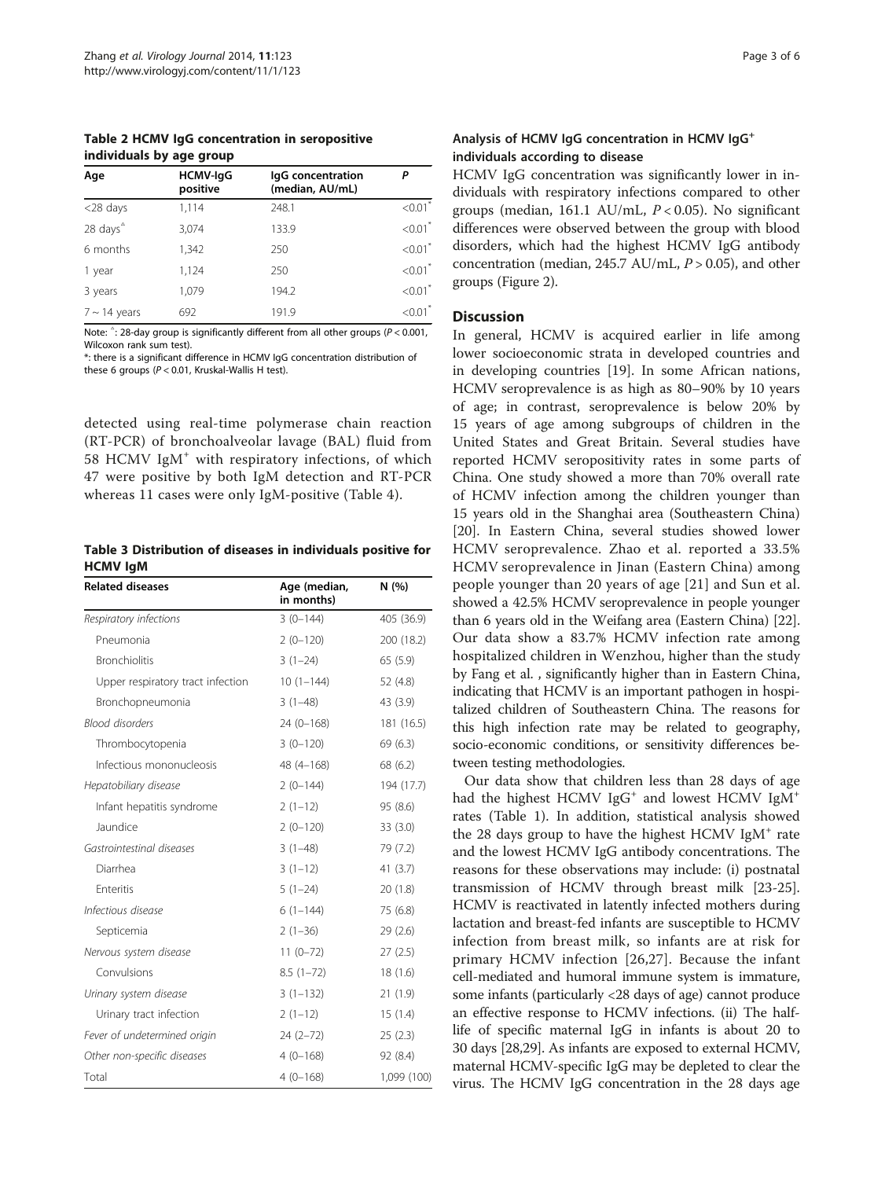**Table 2 HCMV IgG concentration in seropositive individuals by age group**

| Age | HCMV-IgG positive | IgG concentration (median, AU/mL) | P |
|---|---|---|---|
| <28 days | 1,114 | 248.1 | <0.01* |
| 28 days^ | 3,074 | 133.9 | <0.01* |
| 6 months | 1,342 | 250 | <0.01* |
| 1 year | 1,124 | 250 | <0.01* |
| 3 years | 1,079 | 194.2 | <0.01* |
| 7 ~ 14 years | 692 | 191.9 | <0.01* |

Note: ^: 28-day group is significantly different from all other groups ($P < 0.001$, Wilcoxon rank sum test).
*: there is a significant difference in HCMV IgG concentration distribution of these 6 groups ($P < 0.01$, Kruskal-Wallis H test).

detected using real-time polymerase chain reaction (RT-PCR) of bronchoalveolar lavage (BAL) fluid from 58 HCMV $IgM^{+}$ with respiratory infections, of which 47 were positive by both IgM detection and RT-PCR whereas 11 cases were only IgM-positive (Table 4).

**Table 3 Distribution of diseases in individuals positive for HCMV IgM**

| Related diseases | Age (median, in months) | N (%) |
|---|---|---|
| *Respiratory infections* | 3 (0–144) | 405 (36.9) |
| Pneumonia | 2 (0–120) | 200 (18.2) |
| Bronchiolitis | 3 (1–24) | 65 (5.9) |
| Upper respiratory tract infection | 10 (1–144) | 52 (4.8) |
| Bronchopneumonia | 3 (1–48) | 43 (3.9) |
| *Blood disorders* | 24 (0–168) | 181 (16.5) |
| Thrombocytopenia | 3 (0–120) | 69 (6.3) |
| Infectious mononucleosis | 48 (4–168) | 68 (6.2) |
| *Hepatobiliary disease* | 2 (0–144) | 194 (17.7) |
| Infant hepatitis syndrome | 2 (1–12) | 95 (8.6) |
| Jaundice | 2 (0–120) | 33 (3.0) |
| *Gastrointestinal diseases* | 3 (1–48) | 79 (7.2) |
| Diarrhea | 3 (1–12) | 41 (3.7) |
| Enteritis | 5 (1–24) | 20 (1.8) |
| *Infectious disease* | 6 (1–144) | 75 (6.8) |
| Septicemia | 2 (1–36) | 29 (2.6) |
| *Nervous system disease* | 11 (0–72) | 27 (2.5) |
| Convulsions | 8.5 (1–72) | 18 (1.6) |
| *Urinary system disease* | 3 (1–132) | 21 (1.9) |
| Urinary tract infection | 2 (1–12) | 15 (1.4) |
| *Fever of undetermined origin* | 24 (2–72) | 25 (2.3) |
| *Other non-specific diseases* | 4 (0–168) | 92 (8.4) |
| Total | 4 (0–168) | 1,099 (100) |

### Analysis of HCMV IgG concentration in HCMV $IgG^{+}$ individuals according to disease

HCMV IgG concentration was significantly lower in individuals with respiratory infections compared to other groups (median, 161.1 AU/mL, $P < 0.05$). No significant differences were observed between the group with blood disorders, which had the highest HCMV IgG antibody concentration (median, 245.7 AU/mL, $P > 0.05$), and other groups (Figure 2).

## Discussion

In general, HCMV is acquired earlier in life among lower socioeconomic strata in developed countries and in developing countries [19]. In some African nations, HCMV seroprevalence is as high as 80–90% by 10 years of age; in contrast, seroprevalence is below 20% by 15 years of age among subgroups of children in the United States and Great Britain. Several studies have reported HCMV seropositivity rates in some parts of China. One study showed a more than 70% overall rate of HCMV infection among the children younger than 15 years old in the Shanghai area (Southeastern China) [20]. In Eastern China, several studies showed lower HCMV seroprevalence. Zhao et al. reported a 33.5% HCMV seroprevalence in Jinan (Eastern China) among people younger than 20 years of age [21] and Sun et al. showed a 42.5% HCMV seroprevalence in people younger than 6 years old in the Weifang area (Eastern China) [22]. Our data show a 83.7% HCMV infection rate among hospitalized children in Wenzhou, higher than the study by Fang et al. , significantly higher than in Eastern China, indicating that HCMV is an important pathogen in hospitalized children of Southeastern China. The reasons for this high infection rate may be related to geography, socio-economic conditions, or sensitivity differences between testing methodologies.

Our data show that children less than 28 days of age had the highest HCMV $IgG^{+}$ and lowest HCMV $IgM^{+}$ rates (Table 1). In addition, statistical analysis showed the 28 days group to have the highest HCMV $IgM^{+}$ rate and the lowest HCMV IgG antibody concentrations. The reasons for these observations may include: (i) postnatal transmission of HCMV through breast milk [23-25]. HCMV is reactivated in latently infected mothers during lactation and breast-fed infants are susceptible to HCMV infection from breast milk, so infants are at risk for primary HCMV infection [26,27]. Because the infant cell-mediated and humoral immune system is immature, some infants (particularly <28 days of age) cannot produce an effective response to HCMV infections. (ii) The half-life of specific maternal IgG in infants is about 20 to 30 days [28,29]. As infants are exposed to external HCMV, maternal HCMV-specific IgG may be depleted to clear the virus. The HCMV IgG concentration in the 28 days age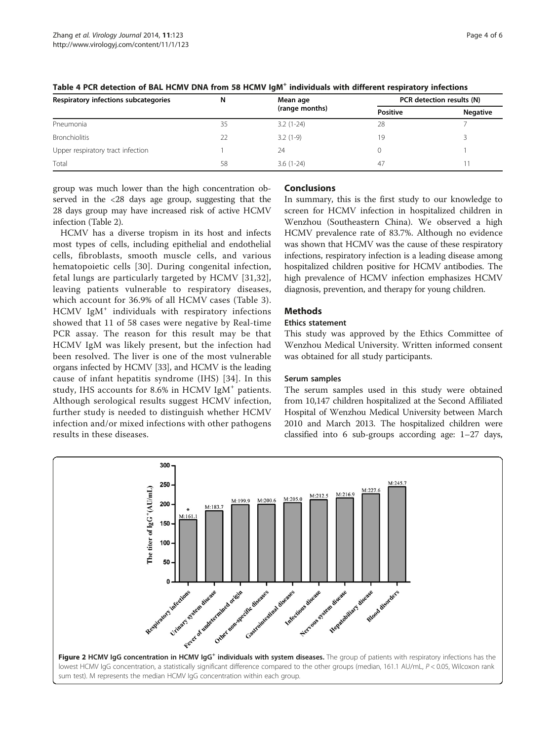Table 4 PCR detection of BAL HCMV DNA from 58 HCMV IgM$^+$ individuals with different respiratory infections

| Respiratory infections subcategories | N | Mean age (range months) | PCR detection results (N) | |
|---|---|---|---|---|
| | | | Positive | Negative |
| Pneumonia | 35 | 3.2 (1-24) | 28 | 7 |
| Bronchiolitis | 22 | 3.2 (1-9) | 19 | 3 |
| Upper respiratory tract infection | 1 | 24 | 0 | 1 |
| Total | 58 | 3.6 (1-24) | 47 | 11 |

group was much lower than the high concentration observed in the <28 days age group, suggesting that the 28 days group may have increased risk of active HCMV infection (Table 2).

HCMV has a diverse tropism in its host and infects most types of cells, including epithelial and endothelial cells, fibroblasts, smooth muscle cells, and various hematopoietic cells [30]. During congenital infection, fetal lungs are particularly targeted by HCMV [31,32], leaving patients vulnerable to respiratory diseases, which account for 36.9% of all HCMV cases (Table 3). HCMV IgM$^+$ individuals with respiratory infections showed that 11 of 58 cases were negative by Real-time PCR assay. The reason for this result may be that HCMV IgM was likely present, but the infection had been resolved. The liver is one of the most vulnerable organs infected by HCMV [33], and HCMV is the leading cause of infant hepatitis syndrome (IHS) [34]. In this study, IHS accounts for 8.6% in HCMV IgM$^+$ patients. Although serological results suggest HCMV infection, further study is needed to distinguish whether HCMV infection and/or mixed infections with other pathogens results in these diseases.

## Conclusions

In summary, this is the first study to our knowledge to screen for HCMV infection in hospitalized children in Wenzhou (Southeastern China). We observed a high HCMV prevalence rate of 83.7%. Although no evidence was shown that HCMV was the cause of these respiratory infections, respiratory infection is a leading disease among hospitalized children positive for HCMV antibodies. The high prevalence of HCMV infection emphasizes HCMV diagnosis, prevention, and therapy for young children.

## Methods

### Ethics statement

This study was approved by the Ethics Committee of Wenzhou Medical University. Written informed consent was obtained for all study participants.

### Serum samples

The serum samples used in this study were obtained from 10,147 children hospitalized at the Second Affiliated Hospital of Wenzhou Medical University between March 2010 and March 2013. The hospitalized children were classified into 6 sub-groups according age: 1–27 days,

**Figure 2 HCMV IgG concentration in HCMV IgG$^+$ individuals with system diseases.** The group of patients with respiratory infections has the lowest HCMV IgG concentration, a statistically significant difference compared to the other groups (median, 161.1 AU/mL, $P < 0.05$, Wilcoxon rank sum test). M represents the median HCMV IgG concentration within each group.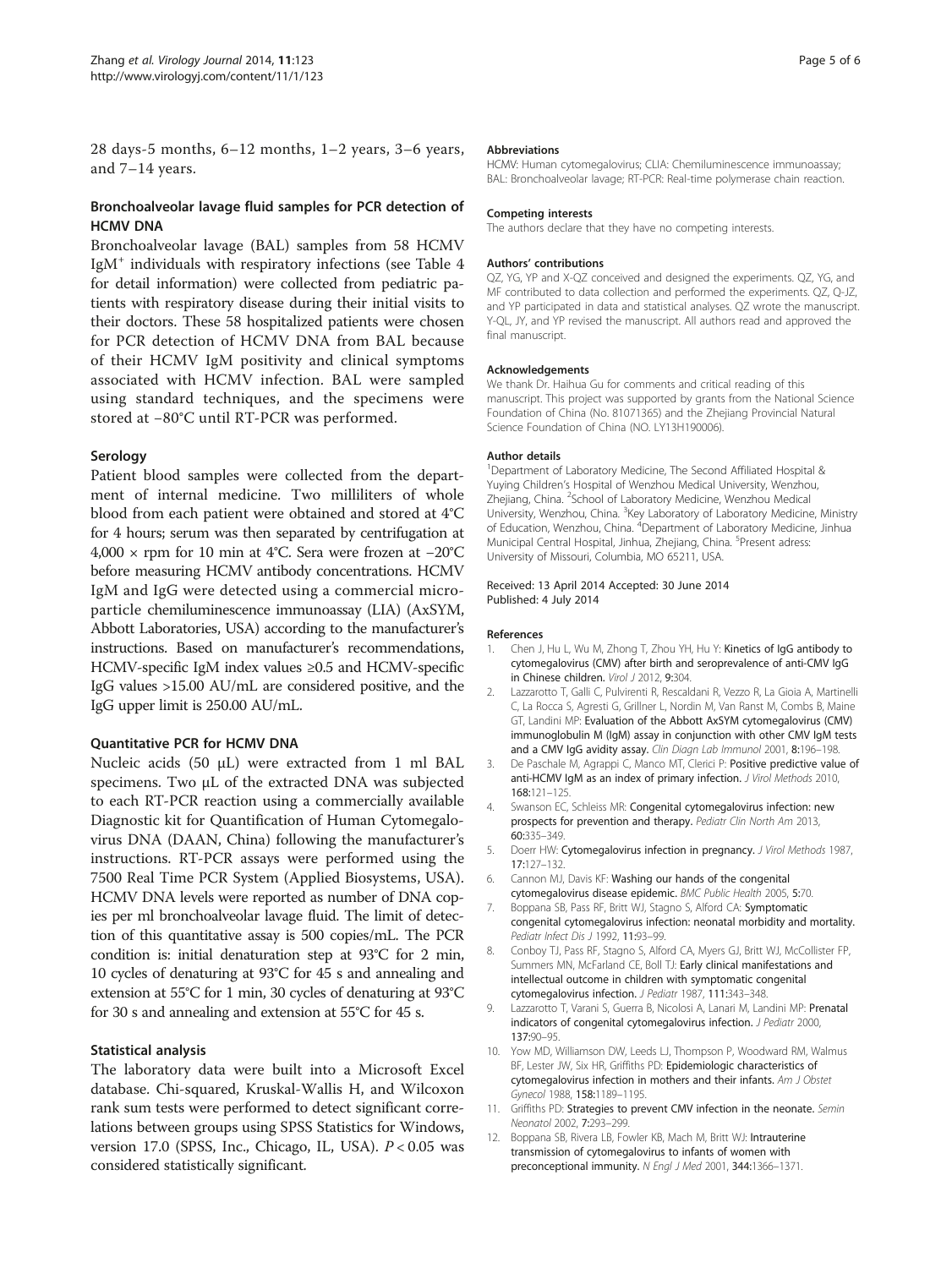28 days-5 months, 6–12 months, 1–2 years, 3–6 years, and 7–14 years.

### Bronchoalveolar lavage fluid samples for PCR detection of HCMV DNA

Bronchoalveolar lavage (BAL) samples from 58 HCMV $IgM^+$ individuals with respiratory infections (see Table 4 for detail information) were collected from pediatric patients with respiratory disease during their initial visits to their doctors. These 58 hospitalized patients were chosen for PCR detection of HCMV DNA from BAL because of their HCMV IgM positivity and clinical symptoms associated with HCMV infection. BAL were sampled using standard techniques, and the specimens were stored at −80°C until RT-PCR was performed.

### Serology

Patient blood samples were collected from the department of internal medicine. Two milliliters of whole blood from each patient were obtained and stored at 4°C for 4 hours; serum was then separated by centrifugation at 4,000 × rpm for 10 min at 4°C. Sera were frozen at −20°C before measuring HCMV antibody concentrations. HCMV IgM and IgG were detected using a commercial microparticle chemiluminescence immunoassay (LIA) (AxSYM, Abbott Laboratories, USA) according to the manufacturer's instructions. Based on manufacturer's recommendations, HCMV-specific IgM index values ≥0.5 and HCMV-specific IgG values >15.00 AU/mL are considered positive, and the IgG upper limit is 250.00 AU/mL.

### Quantitative PCR for HCMV DNA

Nucleic acids (50 μL) were extracted from 1 ml BAL specimens. Two μL of the extracted DNA was subjected to each RT-PCR reaction using a commercially available Diagnostic kit for Quantification of Human Cytomegalovirus DNA (DAAN, China) following the manufacturer's instructions. RT-PCR assays were performed using the 7500 Real Time PCR System (Applied Biosystems, USA). HCMV DNA levels were reported as number of DNA copies per ml bronchoalveolar lavage fluid. The limit of detection of this quantitative assay is 500 copies/mL. The PCR condition is: initial denaturation step at 93°C for 2 min, 10 cycles of denaturing at 93°C for 45 s and annealing and extension at 55°C for 1 min, 30 cycles of denaturing at 93°C for 30 s and annealing and extension at 55°C for 45 s.

### Statistical analysis

The laboratory data were built into a Microsoft Excel database. Chi-squared, Kruskal-Wallis H, and Wilcoxon rank sum tests were performed to detect significant correlations between groups using SPSS Statistics for Windows, version 17.0 (SPSS, Inc., Chicago, IL, USA). $P < 0.05$ was considered statistically significant.

#### Abbreviations

HCMV: Human cytomegalovirus; CLIA: Chemiluminescence immunoassay; BAL: Bronchoalveolar lavage; RT-PCR: Real-time polymerase chain reaction.

#### Competing interests

The authors declare that they have no competing interests.

#### Authors' contributions

QZ, YG, YP and X-QZ conceived and designed the experiments. QZ, YG, and MF contributed to data collection and performed the experiments. QZ, Q-JZ, and YP participated in data and statistical analyses. QZ wrote the manuscript. Y-QL, JY, and YP revised the manuscript. All authors read and approved the final manuscript.

#### Acknowledgements

We thank Dr. Haihua Gu for comments and critical reading of this manuscript. This project was supported by grants from the National Science Foundation of China (No. 81071365) and the Zhejiang Provincial Natural Science Foundation of China (NO. LY13H190006).

#### Author details

[1]Department of Laboratory Medicine, The Second Affiliated Hospital & Yuying Children's Hospital of Wenzhou Medical University, Wenzhou, Zhejiang, China. [2]School of Laboratory Medicine, Wenzhou Medical University, Wenzhou, China. [3]Key Laboratory of Laboratory Medicine, Ministry of Education, Wenzhou, China. [4]Department of Laboratory Medicine, Jinhua Municipal Central Hospital, Jinhua, Zhejiang, China. [5]Present adress: University of Missouri, Columbia, MO 65211, USA.

Received: 13 April 2014 Accepted: 30 June 2014
Published: 4 July 2014

#### References

1. Chen J, Hu L, Wu M, Zhong T, Zhou YH, Hu Y: **Kinetics of IgG antibody to cytomegalovirus (CMV) after birth and seroprevalence of anti-CMV IgG in Chinese children.** *Virol J* 2012, **9:**304.
2. Lazzarotto T, Galli C, Pulvirenti R, Rescaldani R, Vezzo R, La Gioia A, Martinelli C, La Rocca S, Agresti G, Grillner L, Nordin M, Van Ranst M, Combs B, Maine GT, Landini MP: **Evaluation of the Abbott AxSYM cytomegalovirus (CMV) immunoglobulin M (IgM) assay in conjunction with other CMV IgM tests and a CMV IgG avidity assay.** *Clin Diagn Lab Immunol* 2001, **8:**196–198.
3. De Paschale M, Agrappi C, Manco MT, Clerici P: **Positive predictive value of anti-HCMV IgM as an index of primary infection.** *J Virol Methods* 2010, **168:**121–125.
4. Swanson EC, Schleiss MR: **Congenital cytomegalovirus infection: new prospects for prevention and therapy.** *Pediatr Clin North Am* 2013, **60:**335–349.
5. Doerr HW: **Cytomegalovirus infection in pregnancy.** *J Virol Methods* 1987, **17:**127–132.
6. Cannon MJ, Davis KF: **Washing our hands of the congenital cytomegalovirus disease epidemic.** *BMC Public Health* 2005, **5:**70.
7. Boppana SB, Pass RF, Britt WJ, Stagno S, Alford CA: **Symptomatic congenital cytomegalovirus infection: neonatal morbidity and mortality.** *Pediatr Infect Dis J* 1992, **11:**93–99.
8. Conboy TJ, Pass RF, Stagno S, Alford CA, Myers GJ, Britt WJ, McCollister FP, Summers MN, McFarland CE, Boll TJ: **Early clinical manifestations and intellectual outcome in children with symptomatic congenital cytomegalovirus infection.** *J Pediatr* 1987, **111:**343–348.
9. Lazzarotto T, Varani S, Guerra B, Nicolosi A, Lanari M, Landini MP: **Prenatal indicators of congenital cytomegalovirus infection.** *J Pediatr* 2000, **137:**90–95.
10. Yow MD, Williamson DW, Leeds LJ, Thompson P, Woodward RM, Walmus BF, Lester JW, Six HR, Griffiths PD: **Epidemiologic characteristics of cytomegalovirus infection in mothers and their infants.** *Am J Obstet Gynecol* 1988, **158:**1189–1195.
11. Griffiths PD: **Strategies to prevent CMV infection in the neonate.** *Semin Neonatol* 2002, **7:**293–299.
12. Boppana SB, Rivera LB, Fowler KB, Mach M, Britt WJ: **Intrauterine transmission of cytomegalovirus to infants of women with preconceptional immunity.** *N Engl J Med* 2001, **344:**1366–1371.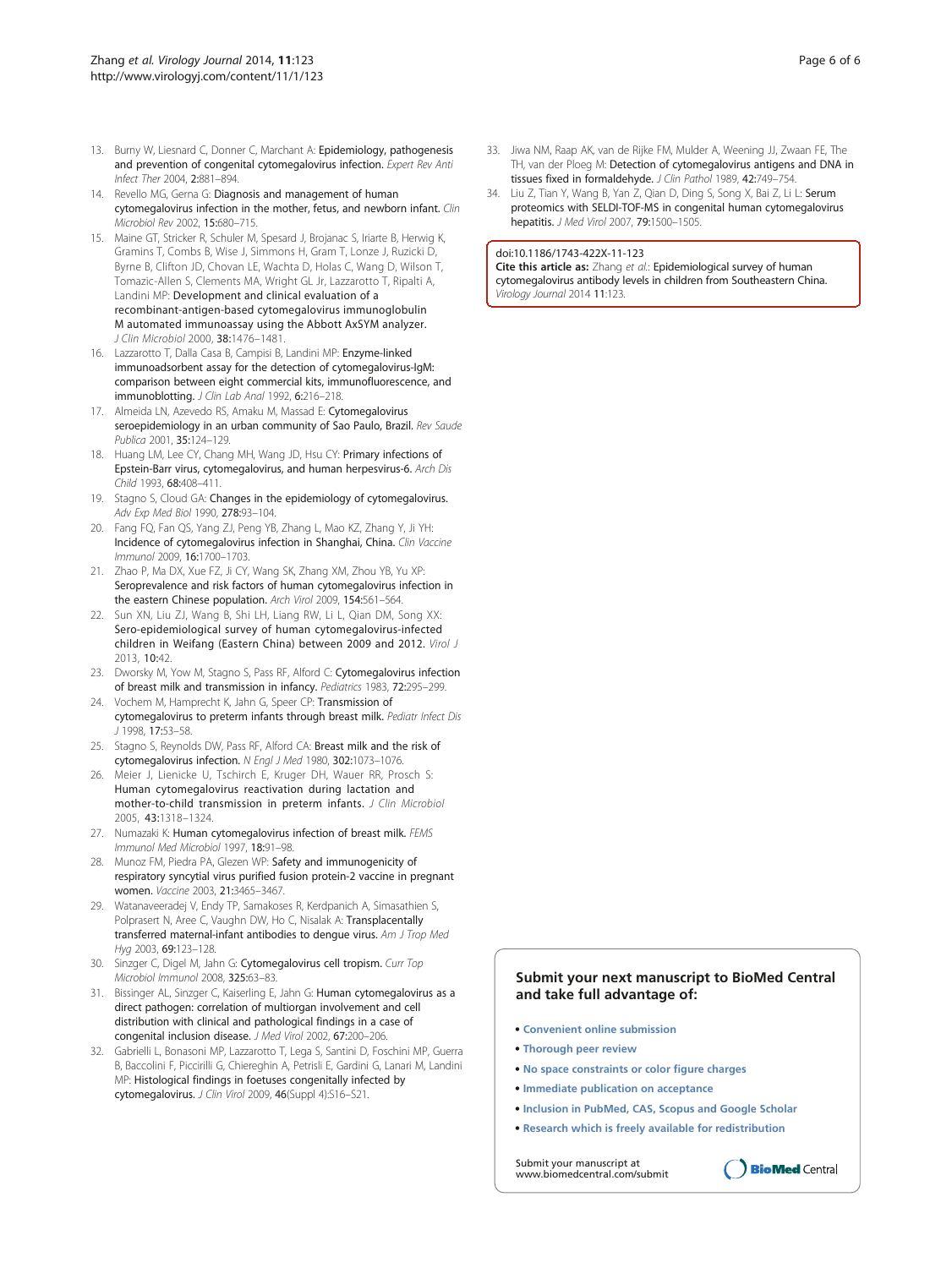13. Burny W, Liesnard C, Donner C, Marchant A: **Epidemiology, pathogenesis and prevention of congenital cytomegalovirus infection.** *Expert Rev Anti Infect Ther* 2004, **2:**881–894.
14. Revello MG, Gerna G: **Diagnosis and management of human cytomegalovirus infection in the mother, fetus, and newborn infant.** *Clin Microbiol Rev* 2002, **15:**680–715.
15. Maine GT, Stricker R, Schuler M, Spesard J, Brojanac S, Iriarte B, Herwig K, Gramins T, Combs B, Wise J, Simmons H, Gram T, Lonze J, Ruzicki D, Byrne B, Clifton JD, Chovan LE, Wachta D, Holas C, Wang D, Wilson T, Tomazic-Allen S, Clements MA, Wright GL Jr, Lazzarotto T, Ripalti A, Landini MP: **Development and clinical evaluation of a recombinant-antigen-based cytomegalovirus immunoglobulin M automated immunoassay using the Abbott AxSYM analyzer.** *J Clin Microbiol* 2000, **38:**1476–1481.
16. Lazzarotto T, Dalla Casa B, Campisi B, Landini MP: **Enzyme-linked immunoadsorbent assay for the detection of cytomegalovirus-IgM: comparison between eight commercial kits, immunofluorescence, and immunoblotting.** *J Clin Lab Anal* 1992, **6:**216–218.
17. Almeida LN, Azevedo RS, Amaku M, Massad E: **Cytomegalovirus seroepidemiology in an urban community of Sao Paulo, Brazil.** *Rev Saude Publica* 2001, **35:**124–129.
18. Huang LM, Lee CY, Chang MH, Wang JD, Hsu CY: **Primary infections of Epstein-Barr virus, cytomegalovirus, and human herpesvirus-6.** *Arch Dis Child* 1993, **68:**408–411.
19. Stagno S, Cloud GA: **Changes in the epidemiology of cytomegalovirus.** *Adv Exp Med Biol* 1990, **278:**93–104.
20. Fang FQ, Fan QS, Yang ZJ, Peng YB, Zhang L, Mao KZ, Zhang Y, Ji YH: **Incidence of cytomegalovirus infection in Shanghai, China.** *Clin Vaccine Immunol* 2009, **16:**1700–1703.
21. Zhao P, Ma DX, Xue FZ, Ji CY, Wang SK, Zhang XM, Zhou YB, Yu XP: **Seroprevalence and risk factors of human cytomegalovirus infection in the eastern Chinese population.** *Arch Virol* 2009, **154:**561–564.
22. Sun XN, Liu ZJ, Wang B, Shi LH, Liang RW, Li L, Qian DM, Song XX: **Sero-epidemiological survey of human cytomegalovirus-infected children in Weifang (Eastern China) between 2009 and 2012.** *Virol J* 2013, **10:**42.
23. Dworsky M, Yow M, Stagno S, Pass RF, Alford C: **Cytomegalovirus infection of breast milk and transmission in infancy.** *Pediatrics* 1983, **72:**295–299.
24. Vochem M, Hamprecht K, Jahn G, Speer CP: **Transmission of cytomegalovirus to preterm infants through breast milk.** *Pediatr Infect Dis J* 1998, **17:**53–58.
25. Stagno S, Reynolds DW, Pass RF, Alford CA: **Breast milk and the risk of cytomegalovirus infection.** *N Engl J Med* 1980, **302:**1073–1076.
26. Meier J, Lienicke U, Tschirch E, Kruger DH, Wauer RR, Prosch S: **Human cytomegalovirus reactivation during lactation and mother-to-child transmission in preterm infants.** *J Clin Microbiol* 2005, **43:**1318–1324.
27. Numazaki K: **Human cytomegalovirus infection of breast milk.** *FEMS Immunol Med Microbiol* 1997, **18:**91–98.
28. Munoz FM, Piedra PA, Glezen WP: **Safety and immunogenicity of respiratory syncytial virus purified fusion protein-2 vaccine in pregnant women.** *Vaccine* 2003, **21:**3465–3467.
29. Watanaveeradej V, Endy TP, Samakoses R, Kerdpanich A, Simasathien S, Polprasert N, Aree C, Vaughn DW, Ho C, Nisalak A: **Transplacentally transferred maternal-infant antibodies to dengue virus.** *Am J Trop Med Hyg* 2003, **69:**123–128.
30. Sinzger C, Digel M, Jahn G: **Cytomegalovirus cell tropism.** *Curr Top Microbiol Immunol* 2008, **325:**63–83.
31. Bissinger AL, Sinzger C, Kaiserling E, Jahn G: **Human cytomegalovirus as a direct pathogen: correlation of multiorgan involvement and cell distribution with clinical and pathological findings in a case of congenital inclusion disease.** *J Med Virol* 2002, **67:**200–206.
32. Gabrielli L, Bonasoni MP, Lazzarotto T, Lega S, Santini D, Foschini MP, Guerra B, Baccolini F, Piccirilli G, Chiereghin A, Petrisli E, Gardini G, Lanari M, Landini MP: **Histological findings in foetuses congenitally infected by cytomegalovirus.** *J Clin Virol* 2009, **46**(Suppl 4):S16–S21.
33. Jiwa NM, Raap AK, van de Rijke FM, Mulder A, Weening JJ, Zwaan FE, The TH, van der Ploeg M: **Detection of cytomegalovirus antigens and DNA in tissues fixed in formaldehyde.** *J Clin Pathol* 1989, **42:**749–754.
34. Liu Z, Tian Y, Wang B, Yan Z, Qian D, Ding S, Song X, Bai Z, Li L: **Serum proteomics with SELDI-TOF-MS in congenital human cytomegalovirus hepatitis.** *J Med Virol* 2007, **79:**1500–1505.

doi:10.1186/1743-422X-11-123
**Cite this article as:** Zhang *et al.*: Epidemiological survey of human cytomegalovirus antibody levels in children from Southeastern China. *Virology Journal* 2014 **11**:123.

**Submit your next manuscript to BioMed Central and take full advantage of:**

- Convenient online submission
- Thorough peer review
- No space constraints or color figure charges
- Immediate publication on acceptance
- Inclusion in PubMed, CAS, Scopus and Google Scholar
- Research which is freely available for redistribution

Submit your manuscript at www.biomedcentral.com/submit

BioMed Central